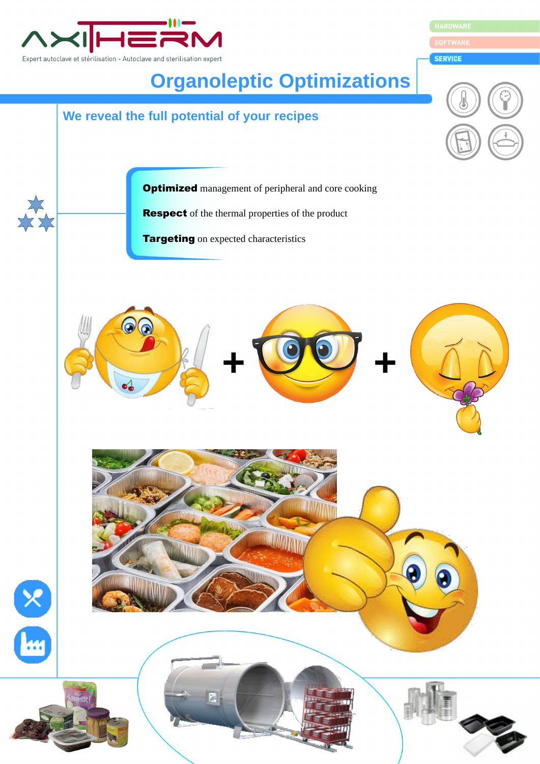AXITHERM

Expert autoclave et stérilisation - Autoclave and sterilisation expert

HARDWARE

SOFTWARE

SERVICE

# Organoleptic Optimizations

## We reveal the full potential of your recipes

**Optimized** management of peripheral and core cooking

**Respect** of the thermal properties of the product

**Targeting** on expected characteristics

+ +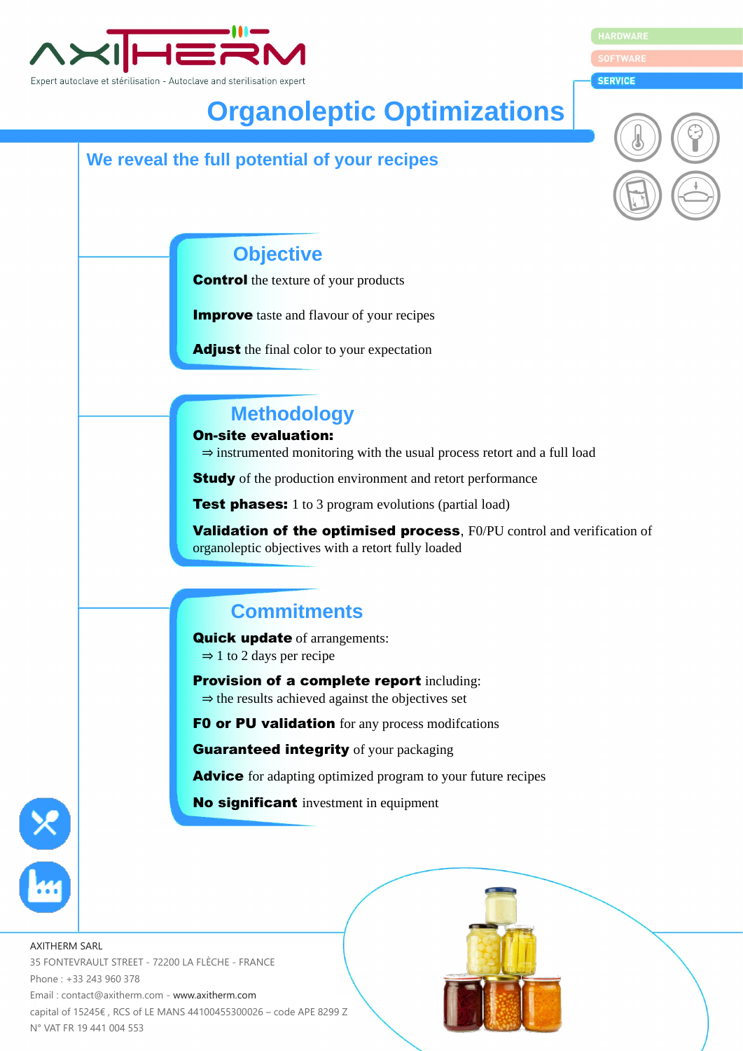AXITHERM

Expert autoclave et stérilisation - Autoclave and sterilisation expert

HARDWARE
SOFTWARE
SERVICE

# Organoleptic Optimizations

## We reveal the full potential of your recipes

### Objective

**Control** the texture of your products

**Improve** taste and flavour of your recipes

**Adjust** the final color to your expectation

### Methodology

**On-site evaluation:**
⇒ instrumented monitoring with the usual process retort and a full load

**Study** of the production environment and retort performance

**Test phases:** 1 to 3 program evolutions (partial load)

**Validation of the optimised process**, F0/PU control and verification of organoleptic objectives with a retort fully loaded

### Commitments

**Quick update** of arrangements:
⇒ 1 to 2 days per recipe

**Provision of a complete report** including:
⇒ the results achieved against the objectives set

**F0 or PU validation** for any process modifcations

**Guaranteed integrity** of your packaging

**Advice** for adapting optimized program to your future recipes

**No significant** investment in equipment

AXITHERM SARL
35 FONTEVRAULT STREET - 72200 LA FLÈCHE - FRANCE
Phone : +33 243 960 378
Email : contact@axitherm.com - www.axitherm.com
capital of 15245€ , RCS of LE MANS 44100455300026 – code APE 8299 Z
N° VAT FR 19 441 004 553